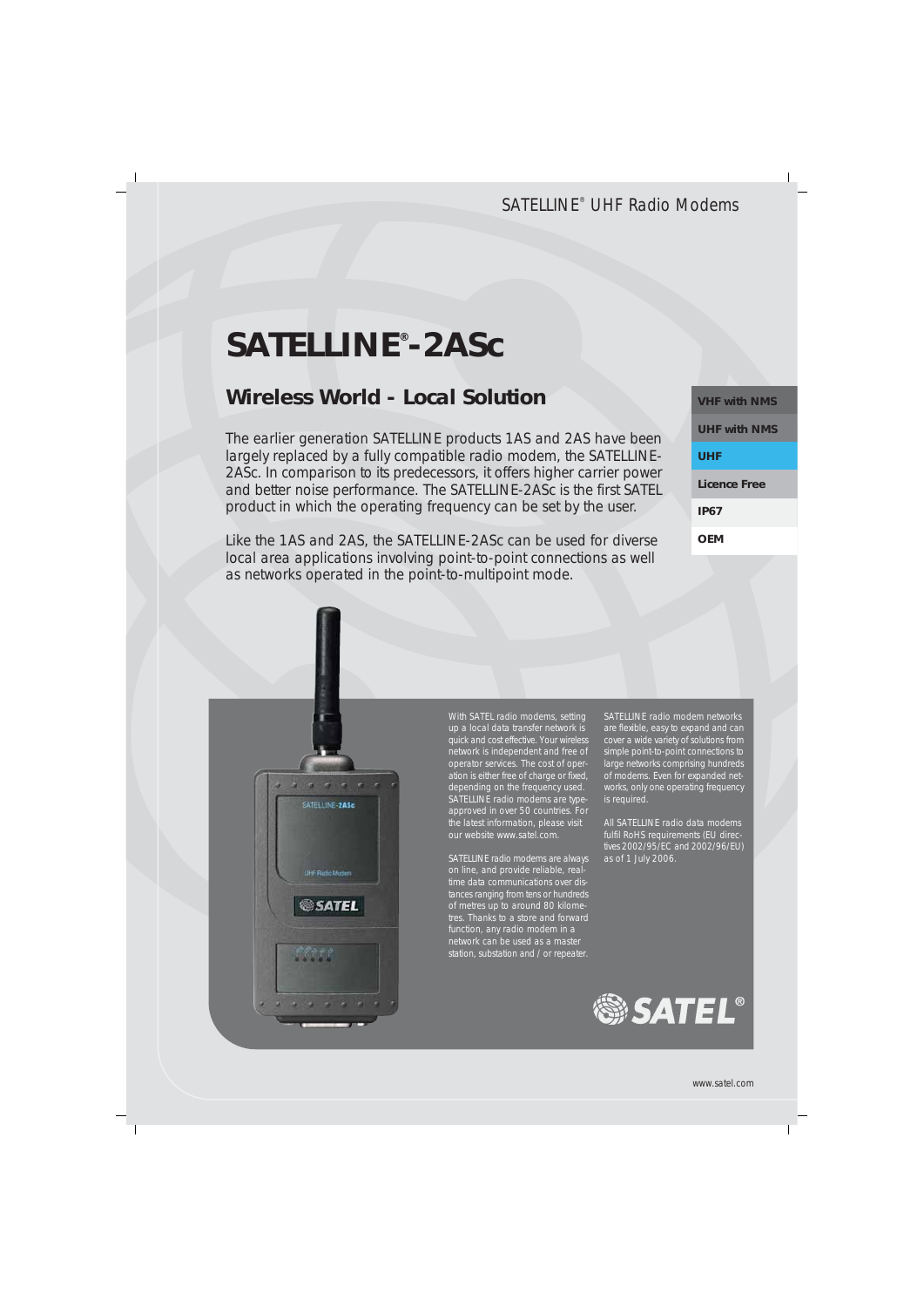SATELLINE® UHF Radio Modems

# SATELLINE®-2ASc

## Wireless World - Local Solution

The earlier generation SATELLINE products 1AS and 2AS have been largely replaced by a fully compatible radio modem, the SATELLINE-2ASc. In comparison to its predecessors, it offers higher carrier power and better noise performance. The SATELLINE-2ASc is the first SATEL product in which the operating frequency can be set by the user.

Like the 1AS and 2AS, the SATELLINE-2ASc can be used for diverse local area applications involving point-to-point connections as well as networks operated in the point-to-multipoint mode.

- **VHF with NMS**
- **UHF with NMS**
- **UHF**
- **Licence Free**
- **IP67**
- **OEM**

With SATEL radio modems, setting up a local data transfer network is quick and cost effective. Your wireless network is independent and free of operator services. The cost of operation is either free of charge or fixed, depending on the frequency used. SATELLINE radio modems are type-approved in over 50 countries. For the latest information, please visit our website www.satel.com.

SATELLINE radio modems are always on line, and provide reliable, real-time data communications over distances ranging from tens or hundreds of metres up to around 80 kilometres. Thanks to a store and forward function, any radio modem in a network can be used as a master station, substation and / or repeater.

SATELLINE radio modem networks are flexible, easy to expand and can cover a wide variety of solutions from simple point-to-point connections to large networks comprising hundreds of modems. Even for expanded networks, only one operating frequency is required.

All SATELLINE radio data modems fulfil RoHS requirements (EU directives 2002/95/EC and 2002/96/EU) as of 1 July 2006.

SATEL®

www.satel.com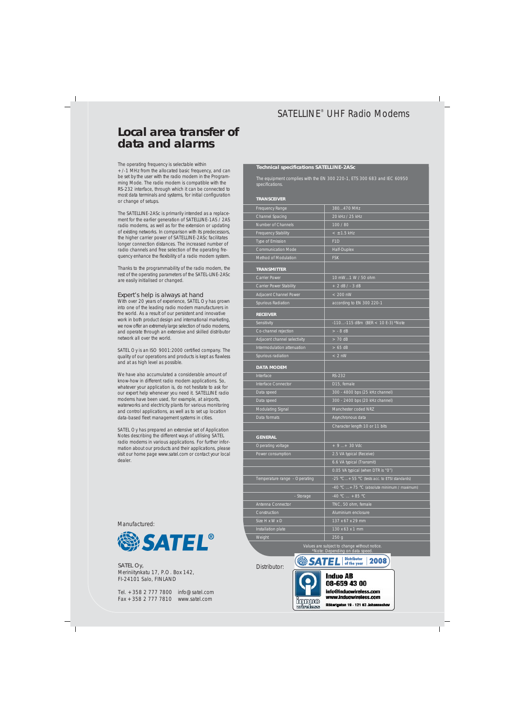SATELLINE® UHF Radio Modems

# Local area transfer of data and alarms

The operating frequency is selectable within +/-1 MHz from the allocated basic frequency, and can be set by the user with the radio modem in the Programming Mode. The radio modem is compatible with the RS-232 interface, through which it can be connected to most data terminals and systems, for initial configuration or change of setups.

The SATELLINE-2ASc is primarily intended as a replacement for the earlier generation of SATELLINE-1AS / 2AS radio modems, as well as for the extension or updating of existing networks. In comparison with its predecessors, the higher carrier power of SATELLINE-2ASc facilitates longer connection distances. The increased number of radio channels and free selection of the operating frequency enhance the flexibility of a radio modem system.

Thanks to the programmability of the radio modem, the rest of the operating parameters of the SATEL-LINE-2ASc are easily initialised or changed.

## Expert's help is always at hand

With over 20 years of experience, SATEL Oy has grown into one of the leading radio modem manufacturers in the world. As a result of our persistent and innovative work in both product design and international marketing, we now offer an extremely large selection of radio modems, and operate through an extensive and skilled distributor network all over the world.

SATEL Oy is an ISO 9001:2000 certified company. The quality of our operations and products is kept as flawless and at as high level as possible.

We have also accumulated a considerable amount of know-how in different radio modem applications. So, whatever your application is, do not hesitate to ask for our expert help whenever you need it. SATELLINE radio modems have been used, for example, at airports, waterworks and electricity plants for various monitoring and control applications, as well as to set up location data-based fleet management systems in cities.

SATEL Oy has prepared an extensive set of Application Notes describing the different ways of utilising SATEL radio modems in various applications. For further information about our products and their applications, please visit our home page www.satel.com or contact your local dealer.

**Technical specifications SATELLINE-2ASc**

The equipment complies with the EN 300 220-1, ETS 300 683 and IEC 60950 specifications.

| | |
|---|---|
| **TRANSCEIVER** | |
| Frequency Range | 380...470 MHz |
| Channel Spacing | 20 kHz / 25 kHz |
| Number of Channels | 100 / 80 |
| Frequency Stability | < ±1.5 kHz |
| Type of Emission | F1D |
| Communication Mode | Half-Duplex |
| Method of Modulation | FSK |
| **TRANSMITTER** | |
| Carrier Power | 10 mW...1 W / 50 ohm |
| Carrier Power Stability | + 2 dB / - 3 dB |
| Adjacent Channel Power | < 200 nW |
| Spurious Radiation | according to EN 300 220-1 |
| **RECEIVER** | |
| Sensitivity | -110...-115 dBm (BER < 10 E-3) *Note |
| Co-channel rejection | > - 8 dB |
| Adjacent channel selectivity | > 70 dB |
| Intermodulation attenuation | > 65 dB |
| Spurious radiation | < 2 nW |
| **DATA MODEM** | |
| Interface | RS-232 |
| Interface Connector | D15, female |
| Data speed | 300 - 4800 bps (25 kHz channel) |
| Data speed | 300 - 2400 bps (20 kHz channel) |
| Modulating Signal | Manchester coded NRZ |
| Data formats | Asynchronous data |
| | Character length 10 or 11 bits |
| **GENERAL** | |
| Operating voltage | + 9 ...+ 30 Vdc |
| Power consumption | 2.5 VA typical (Receive) |
| | 6.6 VA typical (Transmit) |
| | 0.05 VA typical (when DTR is "0") |
| Temperature range - Operating | -25 °C ...+ 55 °C (tests acc. to ETSI standards) |
| | -40 °C ...+ 75 °C (absolute minimum / maximum) |
| - Storage | -40 °C ... + 85 °C |
| Antenna Connector | TNC, 50 ohm, female |
| Construction | Aluminium enclosure |
| Size H x W x D | 137 x 67 x 29 mm |
| Installation plate | 130 x 63 x 1 mm |
| Weight | 250 g |

Values are subject to change without notice.
*Note: Depending on data speed.

Manufactured:

SATEL®

SATEL Oy,
Meriniitynkatu 17, P.O. Box 142,
FI-24101 Salo, FINLAND

Tel. +358 2 777 7800 info@satel.com
Fax +358 2 777 7810 www.satel.com

Distributor:

SATEL Distributor of the year 2008

Induo AB
08-659 43 00
info@induowireless.com
www.induowireless.com
Rökerigatan 19 · 121 63 Johanneshov